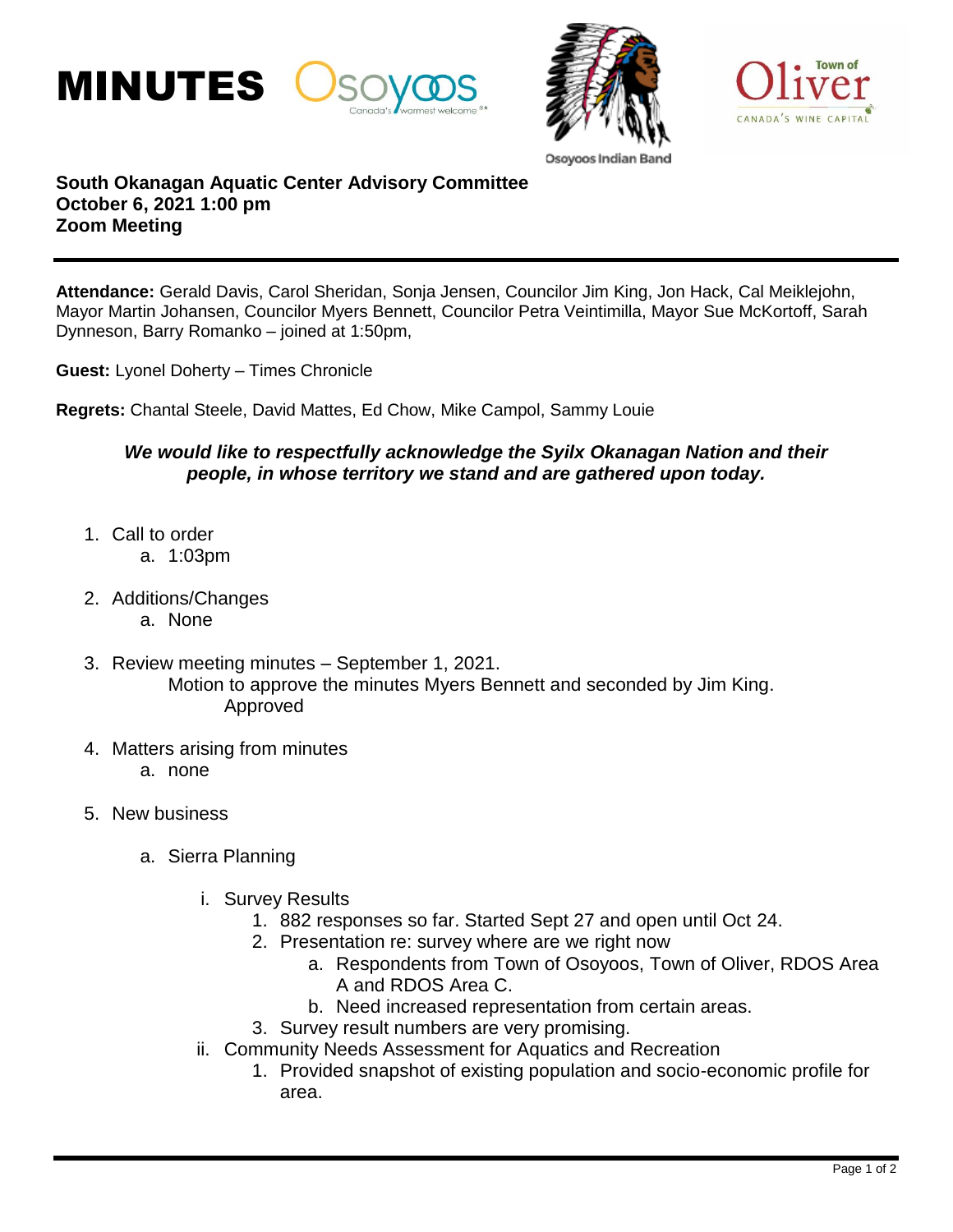# MINUTES

Osoyoos Indian Band

**South Okanagan Aquatic Center Advisory Committee**
**October 6, 2021 1:00 pm**
**Zoom Meeting**

**Attendance:** Gerald Davis, Carol Sheridan, Sonja Jensen, Councilor Jim King, Jon Hack, Cal Meiklejohn, Mayor Martin Johansen, Councilor Myers Bennett, Councilor Petra Veintimilla, Mayor Sue McKortoff, Sarah Dynneson, Barry Romanko – joined at 1:50pm,

**Guest:** Lyonel Doherty – Times Chronicle

**Regrets:** Chantal Steele, David Mattes, Ed Chow, Mike Campol, Sammy Louie

***We would like to respectfully acknowledge the Syilx Okanagan Nation and their people, in whose territory we stand and are gathered upon today.***

1. Call to order
   a. 1:03pm
2. Additions/Changes
   a. None
3. Review meeting minutes – September 1, 2021.
   Motion to approve the minutes Myers Bennett and seconded by Jim King.
   Approved
4. Matters arising from minutes
   a. none
5. New business
   a. Sierra Planning
      i. Survey Results
         1. 882 responses so far. Started Sept 27 and open until Oct 24.
         2. Presentation re: survey where are we right now
            a. Respondents from Town of Osoyoos, Town of Oliver, RDOS Area A and RDOS Area C.
            b. Need increased representation from certain areas.
         3. Survey result numbers are very promising.
      ii. Community Needs Assessment for Aquatics and Recreation
         1. Provided snapshot of existing population and socio-economic profile for area.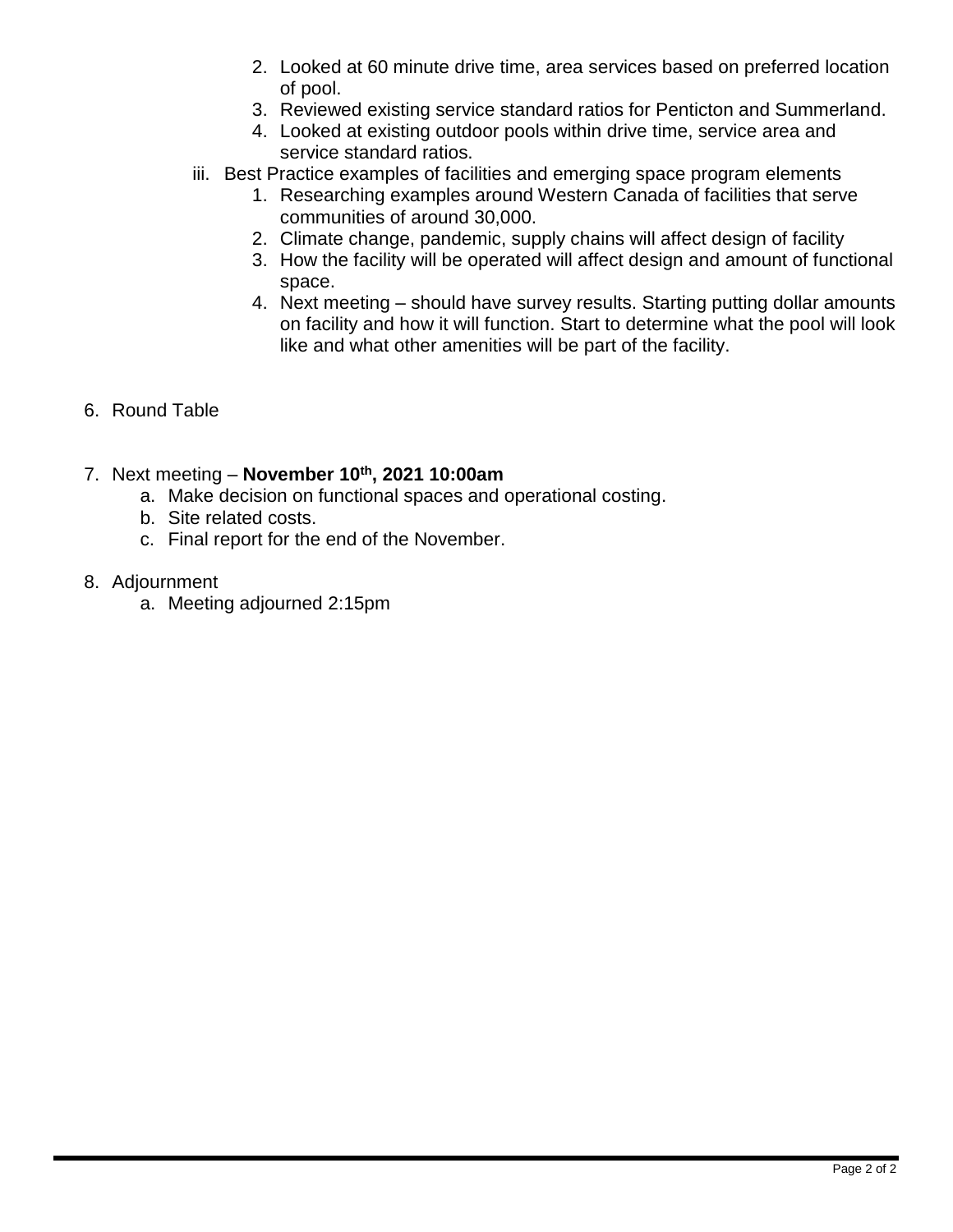2. Looked at 60 minute drive time, area services based on preferred location of pool.
3. Reviewed existing service standard ratios for Penticton and Summerland.
4. Looked at existing outdoor pools within drive time, service area and service standard ratios.

iii. Best Practice examples of facilities and emerging space program elements

1. Researching examples around Western Canada of facilities that serve communities of around 30,000.
2. Climate change, pandemic, supply chains will affect design of facility
3. How the facility will be operated will affect design and amount of functional space.
4. Next meeting – should have survey results. Starting putting dollar amounts on facility and how it will function. Start to determine what the pool will look like and what other amenities will be part of the facility.

6. Round Table

7. Next meeting – **November 10th, 2021 10:00am**
   a. Make decision on functional spaces and operational costing.
   b. Site related costs.
   c. Final report for the end of the November.

8. Adjournment
   a. Meeting adjourned 2:15pm